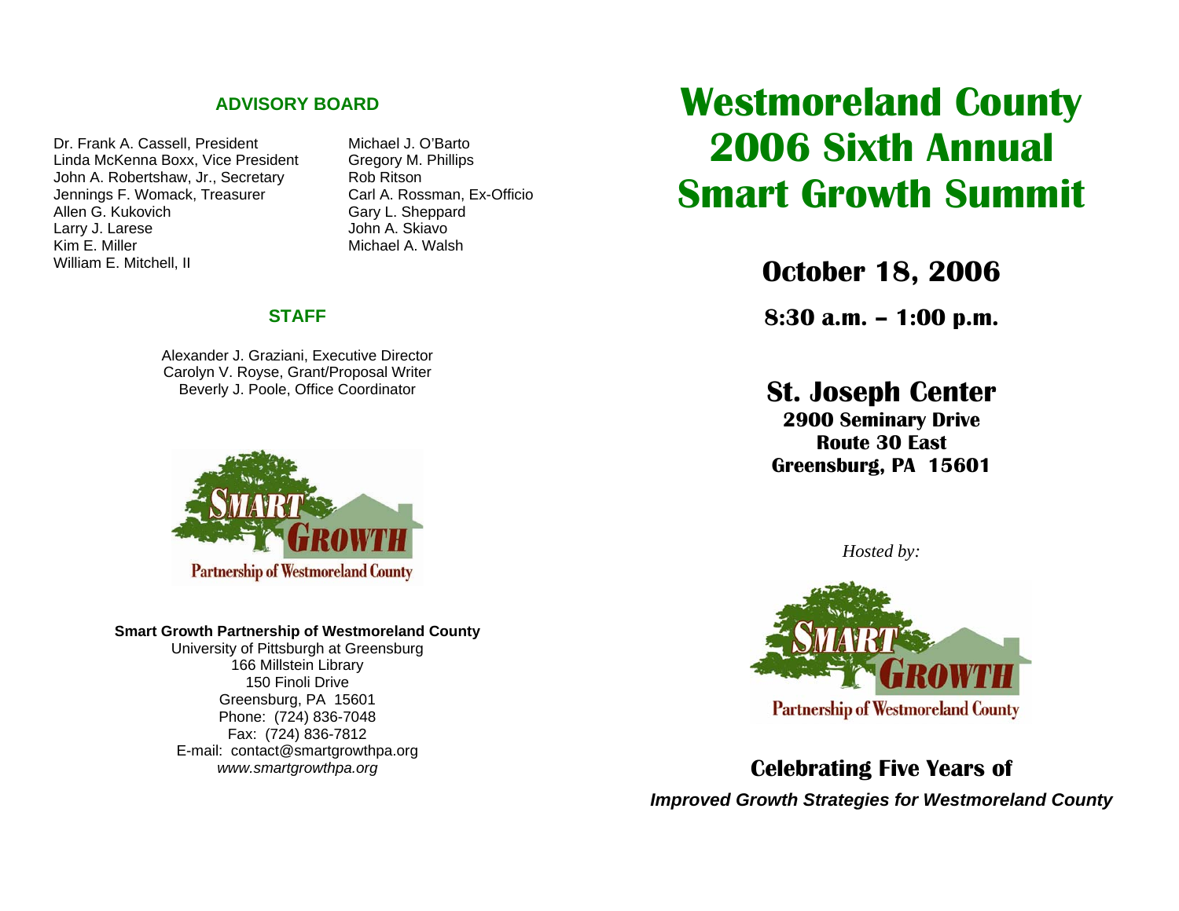## ADVISORY BOARD

Dr. Frank A. Cassell, President
Linda McKenna Boxx, Vice President
John A. Robertshaw, Jr., Secretary
Jennings F. Womack, Treasurer
Allen G. Kukovich
Larry J. Larese
Kim E. Miller
William E. Mitchell, II
Michael J. O'Barto
Gregory M. Phillips
Rob Ritson
Carl A. Rossman, Ex-Officio
Gary L. Sheppard
John A. Skiavo
Michael A. Walsh

## STAFF

Alexander J. Graziani, Executive Director
Carolyn V. Royse, Grant/Proposal Writer
Beverly J. Poole, Office Coordinator

SMART GROWTH
Partnership of Westmoreland County

**Smart Growth Partnership of Westmoreland County**
University of Pittsburgh at Greensburg
166 Millstein Library
150 Finoli Drive
Greensburg, PA 15601
Phone: (724) 836-7048
Fax: (724) 836-7812
E-mail: contact@smartgrowthpa.org
*www.smartgrowthpa.org*

# Westmoreland County 2006 Sixth Annual Smart Growth Summit

## October 18, 2006

### 8:30 a.m. – 1:00 p.m.

## St. Joseph Center

**2900 Seminary Drive**
**Route 30 East**
**Greensburg, PA 15601**

*Hosted by:*

SMART GROWTH
Partnership of Westmoreland County

**Celebrating Five Years of**

***Improved Growth Strategies for Westmoreland County***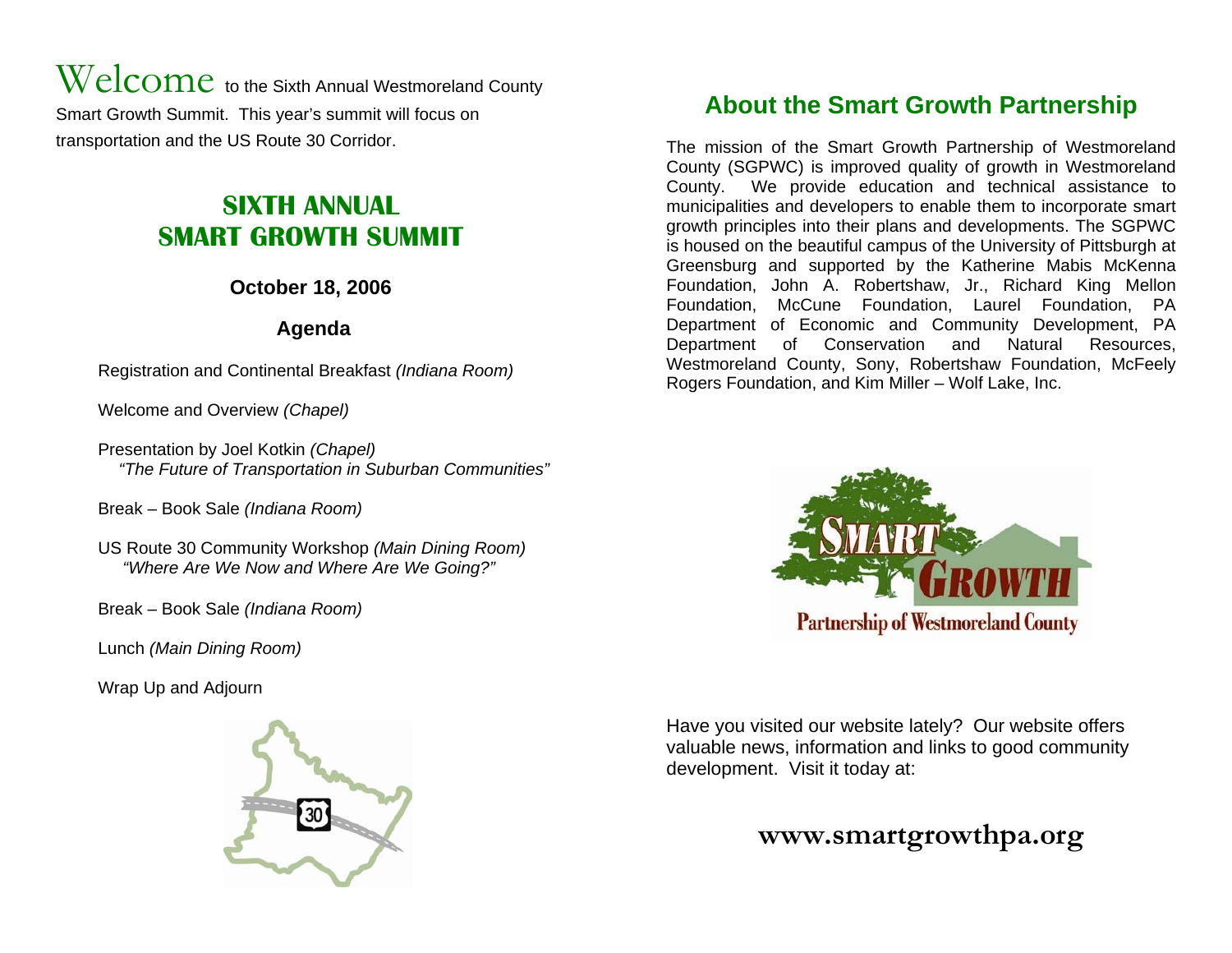Welcome to the Sixth Annual Westmoreland County Smart Growth Summit. This year's summit will focus on transportation and the US Route 30 Corridor.

# SIXTH ANNUAL SMART GROWTH SUMMIT

**October 18, 2006**

## Agenda

Registration and Continental Breakfast *(Indiana Room)*

Welcome and Overview *(Chapel)*

Presentation by Joel Kotkin *(Chapel)*
*"The Future of Transportation in Suburban Communities"*

Break – Book Sale *(Indiana Room)*

US Route 30 Community Workshop *(Main Dining Room)*
*"Where Are We Now and Where Are We Going?"*

Break – Book Sale *(Indiana Room)*

Lunch *(Main Dining Room)*

Wrap Up and Adjourn

## About the Smart Growth Partnership

The mission of the Smart Growth Partnership of Westmoreland County (SGPWC) is improved quality of growth in Westmoreland County. We provide education and technical assistance to municipalities and developers to enable them to incorporate smart growth principles into their plans and developments. The SGPWC is housed on the beautiful campus of the University of Pittsburgh at Greensburg and supported by the Katherine Mabis McKenna Foundation, John A. Robertshaw, Jr., Richard King Mellon Foundation, McCune Foundation, Laurel Foundation, PA Department of Economic and Community Development, PA Department of Conservation and Natural Resources, Westmoreland County, Sony, Robertshaw Foundation, McFeely Rogers Foundation, and Kim Miller – Wolf Lake, Inc.

Smart Growth Partnership of Westmoreland County

Have you visited our website lately? Our website offers valuable news, information and links to good community development. Visit it today at:

**www.smartgrowthpa.org**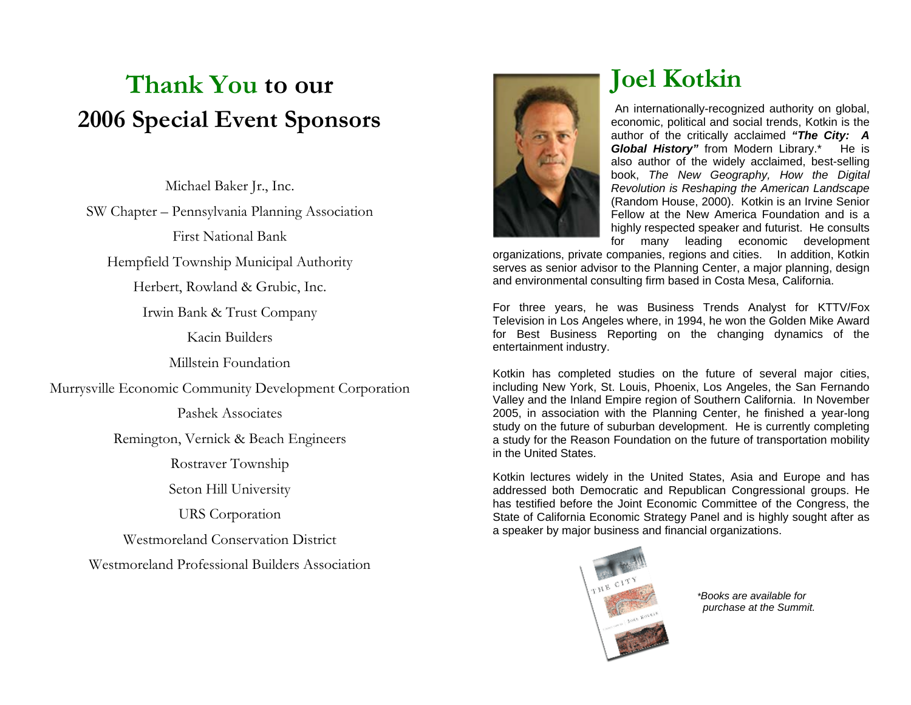# Thank You to our 2006 Special Event Sponsors

Michael Baker Jr., Inc.

SW Chapter – Pennsylvania Planning Association

First National Bank

Hempfield Township Municipal Authority

Herbert, Rowland & Grubic, Inc.

Irwin Bank & Trust Company

Kacin Builders

Millstein Foundation

Murrysville Economic Community Development Corporation

Pashek Associates

Remington, Vernick & Beach Engineers

Rostraver Township

Seton Hill University

URS Corporation

Westmoreland Conservation District

Westmoreland Professional Builders Association

# Joel Kotkin

An internationally-recognized authority on global, economic, political and social trends, Kotkin is the author of the critically acclaimed ***"The City: A Global History"*** from Modern Library.* He is also author of the widely acclaimed, best-selling book, *The New Geography, How the Digital Revolution is Reshaping the American Landscape* (Random House, 2000). Kotkin is an Irvine Senior Fellow at the New America Foundation and is a highly respected speaker and futurist. He consults for many leading economic development organizations, private companies, regions and cities. In addition, Kotkin serves as senior advisor to the Planning Center, a major planning, design and environmental consulting firm based in Costa Mesa, California.

For three years, he was Business Trends Analyst for KTTV/Fox Television in Los Angeles where, in 1994, he won the Golden Mike Award for Best Business Reporting on the changing dynamics of the entertainment industry.

Kotkin has completed studies on the future of several major cities, including New York, St. Louis, Phoenix, Los Angeles, the San Fernando Valley and the Inland Empire region of Southern California. In November 2005, in association with the Planning Center, he finished a year-long study on the future of suburban development. He is currently completing a study for the Reason Foundation on the future of transportation mobility in the United States.

Kotkin lectures widely in the United States, Asia and Europe and has addressed both Democratic and Republican Congressional groups. He has testified before the Joint Economic Committee of the Congress, the State of California Economic Strategy Panel and is highly sought after as a speaker by major business and financial organizations.

*\*Books are available for purchase at the Summit.*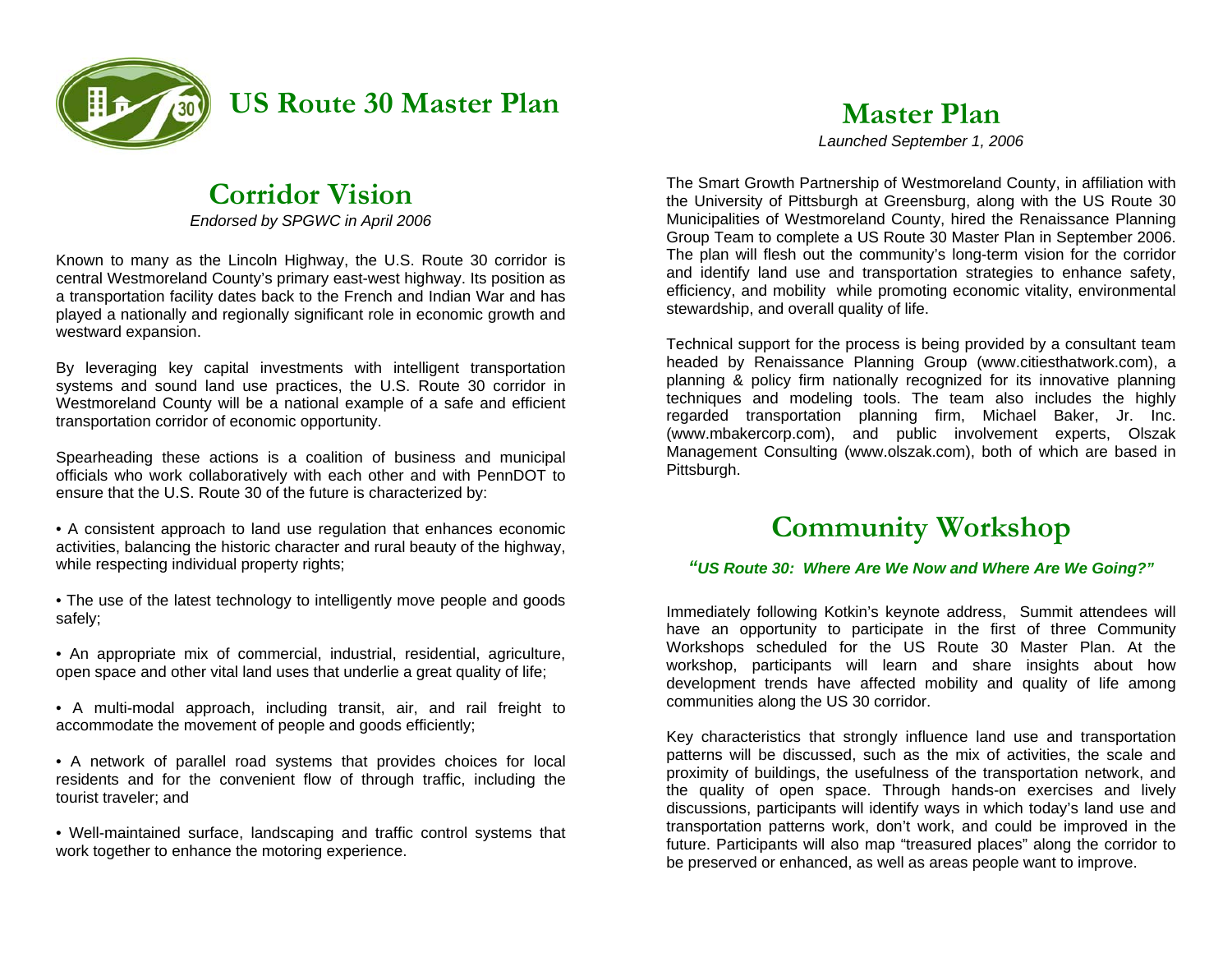# US Route 30 Master Plan

## Corridor Vision

*Endorsed by SPGWC in April 2006*

Known to many as the Lincoln Highway, the U.S. Route 30 corridor is central Westmoreland County's primary east-west highway. Its position as a transportation facility dates back to the French and Indian War and has played a nationally and regionally significant role in economic growth and westward expansion.

By leveraging key capital investments with intelligent transportation systems and sound land use practices, the U.S. Route 30 corridor in Westmoreland County will be a national example of a safe and efficient transportation corridor of economic opportunity.

Spearheading these actions is a coalition of business and municipal officials who work collaboratively with each other and with PennDOT to ensure that the U.S. Route 30 of the future is characterized by:

- A consistent approach to land use regulation that enhances economic activities, balancing the historic character and rural beauty of the highway, while respecting individual property rights;
- The use of the latest technology to intelligently move people and goods safely;
- An appropriate mix of commercial, industrial, residential, agriculture, open space and other vital land uses that underlie a great quality of life;
- A multi-modal approach, including transit, air, and rail freight to accommodate the movement of people and goods efficiently;
- A network of parallel road systems that provides choices for local residents and for the convenient flow of through traffic, including the tourist traveler; and
- Well-maintained surface, landscaping and traffic control systems that work together to enhance the motoring experience.

## Master Plan

*Launched September 1, 2006*

The Smart Growth Partnership of Westmoreland County, in affiliation with the University of Pittsburgh at Greensburg, along with the US Route 30 Municipalities of Westmoreland County, hired the Renaissance Planning Group Team to complete a US Route 30 Master Plan in September 2006. The plan will flesh out the community's long-term vision for the corridor and identify land use and transportation strategies to enhance safety, efficiency, and mobility while promoting economic vitality, environmental stewardship, and overall quality of life.

Technical support for the process is being provided by a consultant team headed by Renaissance Planning Group (www.citiesthatwork.com), a planning & policy firm nationally recognized for its innovative planning techniques and modeling tools. The team also includes the highly regarded transportation planning firm, Michael Baker, Jr. Inc. (www.mbakercorp.com), and public involvement experts, Olszak Management Consulting (www.olszak.com), both of which are based in Pittsburgh.

## Community Workshop

***"US Route 30: Where Are We Now and Where Are We Going?"***

Immediately following Kotkin's keynote address, Summit attendees will have an opportunity to participate in the first of three Community Workshops scheduled for the US Route 30 Master Plan. At the workshop, participants will learn and share insights about how development trends have affected mobility and quality of life among communities along the US 30 corridor.

Key characteristics that strongly influence land use and transportation patterns will be discussed, such as the mix of activities, the scale and proximity of buildings, the usefulness of the transportation network, and the quality of open space. Through hands-on exercises and lively discussions, participants will identify ways in which today's land use and transportation patterns work, don't work, and could be improved in the future. Participants will also map "treasured places" along the corridor to be preserved or enhanced, as well as areas people want to improve.